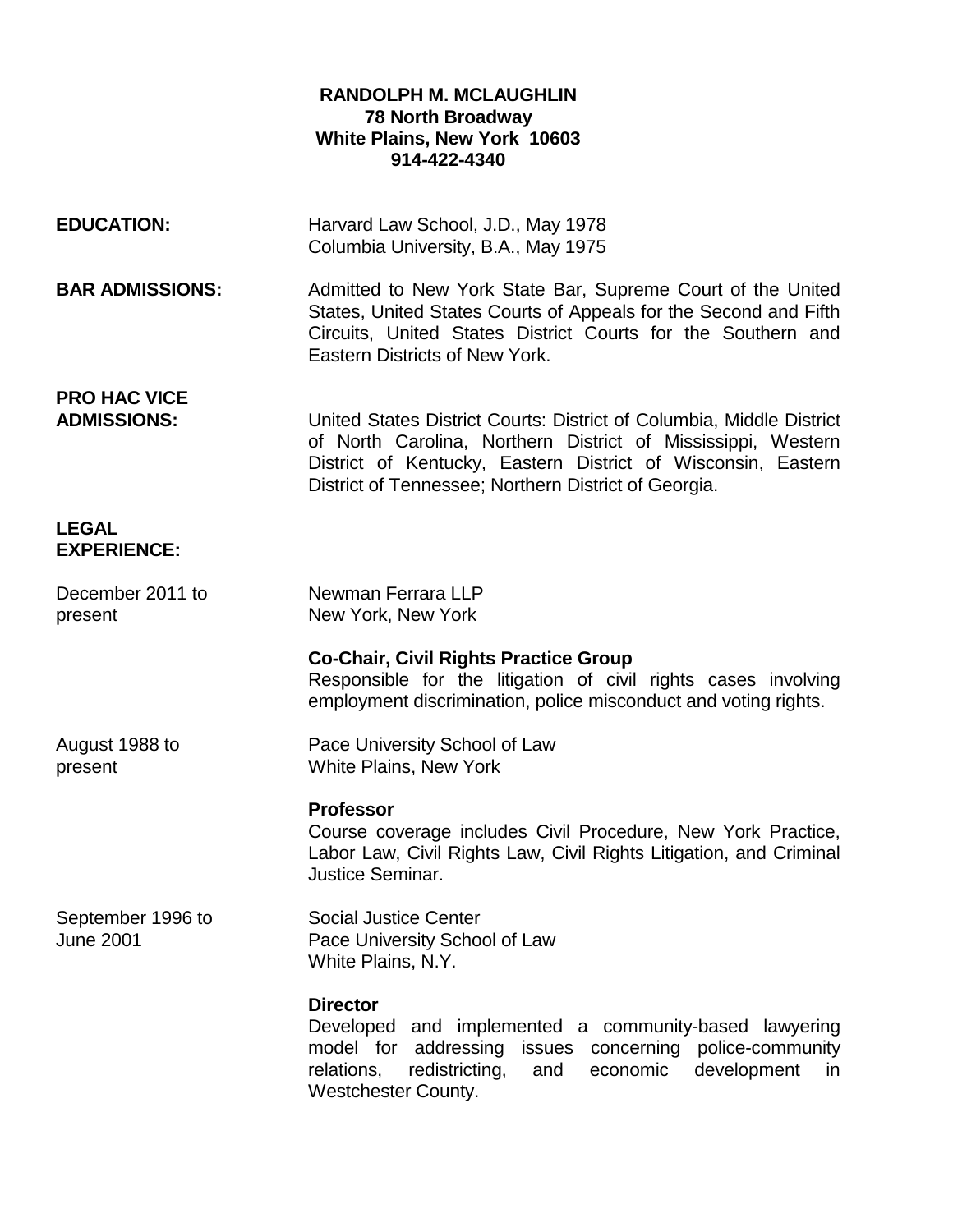**RANDOLPH M. MCLAUGHLIN**
**78 North Broadway**
**White Plains, New York 10603**
**914-422-4340**

**EDUCATION:**

Harvard Law School, J.D., May 1978
Columbia University, B.A., May 1975

**BAR ADMISSIONS:**

Admitted to New York State Bar, Supreme Court of the United States, United States Courts of Appeals for the Second and Fifth Circuits, United States District Courts for the Southern and Eastern Districts of New York.

**PRO HAC VICE ADMISSIONS:**

United States District Courts: District of Columbia, Middle District of North Carolina, Northern District of Mississippi, Western District of Kentucky, Eastern District of Wisconsin, Eastern District of Tennessee; Northern District of Georgia.

**LEGAL EXPERIENCE:**

December 2011 to present

Newman Ferrara LLP
New York, New York

**Co-Chair, Civil Rights Practice Group**
Responsible for the litigation of civil rights cases involving employment discrimination, police misconduct and voting rights.

August 1988 to present

Pace University School of Law
White Plains, New York

**Professor**
Course coverage includes Civil Procedure, New York Practice, Labor Law, Civil Rights Law, Civil Rights Litigation, and Criminal Justice Seminar.

September 1996 to June 2001

Social Justice Center
Pace University School of Law
White Plains, N.Y.

**Director**
Developed and implemented a community-based lawyering model for addressing issues concerning police-community relations, redistricting, and economic development in Westchester County.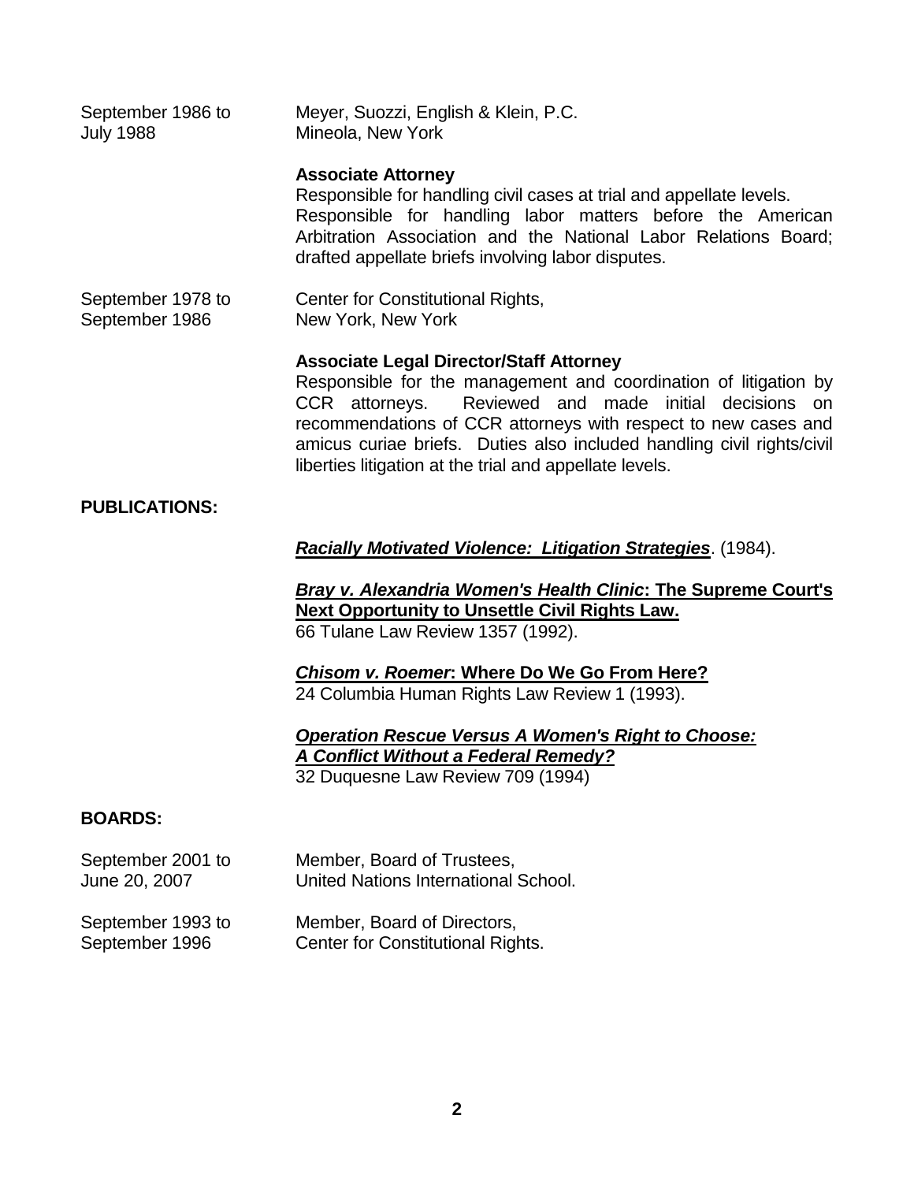September 1986 to July 1988 — Meyer, Suozzi, English & Klein, P.C.
Mineola, New York

**Associate Attorney**
Responsible for handling civil cases at trial and appellate levels. Responsible for handling labor matters before the American Arbitration Association and the National Labor Relations Board; drafted appellate briefs involving labor disputes.

September 1978 to September 1986 — Center for Constitutional Rights,
New York, New York

**Associate Legal Director/Staff Attorney**
Responsible for the management and coordination of litigation by CCR attorneys. Reviewed and made initial decisions on recommendations of CCR attorneys with respect to new cases and amicus curiae briefs. Duties also included handling civil rights/civil liberties litigation at the trial and appellate levels.

## PUBLICATIONS:

***Racially Motivated Violence: Litigation Strategies***. (1984).

***Bray v. Alexandria Women's Health Clinic*: The Supreme Court's Next Opportunity to Unsettle Civil Rights Law.**
66 Tulane Law Review 1357 (1992).

***Chisom v. Roemer*: Where Do We Go From Here?**
24 Columbia Human Rights Law Review 1 (1993).

***Operation Rescue Versus A Women's Right to Choose: A Conflict Without a Federal Remedy?***
32 Duquesne Law Review 709 (1994)

## BOARDS:

September 2001 to June 20, 2007 — Member, Board of Trustees,
United Nations International School.

September 1993 to September 1996 — Member, Board of Directors,
Center for Constitutional Rights.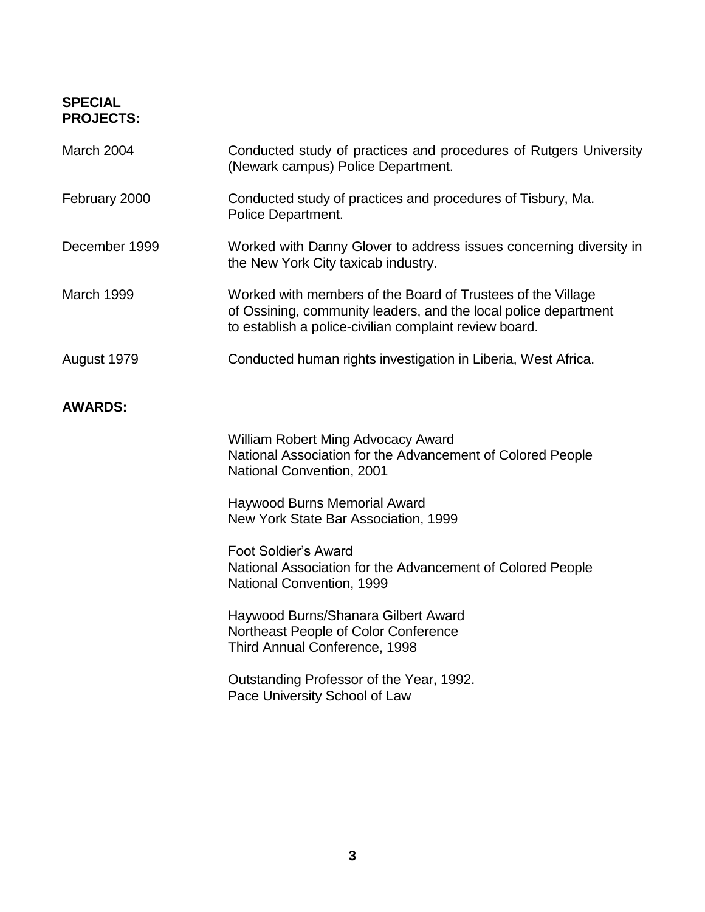**SPECIAL PROJECTS:**

| | |
|---|---|
| March 2004 | Conducted study of practices and procedures of Rutgers University (Newark campus) Police Department. |
| February 2000 | Conducted study of practices and procedures of Tisbury, Ma. Police Department. |
| December 1999 | Worked with Danny Glover to address issues concerning diversity in the New York City taxicab industry. |
| March 1999 | Worked with members of the Board of Trustees of the Village of Ossining, community leaders, and the local police department to establish a police-civilian complaint review board. |
| August 1979 | Conducted human rights investigation in Liberia, West Africa. |

**AWARDS:**

William Robert Ming Advocacy Award
National Association for the Advancement of Colored People
National Convention, 2001

Haywood Burns Memorial Award
New York State Bar Association, 1999

Foot Soldier's Award
National Association for the Advancement of Colored People
National Convention, 1999

Haywood Burns/Shanara Gilbert Award
Northeast People of Color Conference
Third Annual Conference, 1998

Outstanding Professor of the Year, 1992.
Pace University School of Law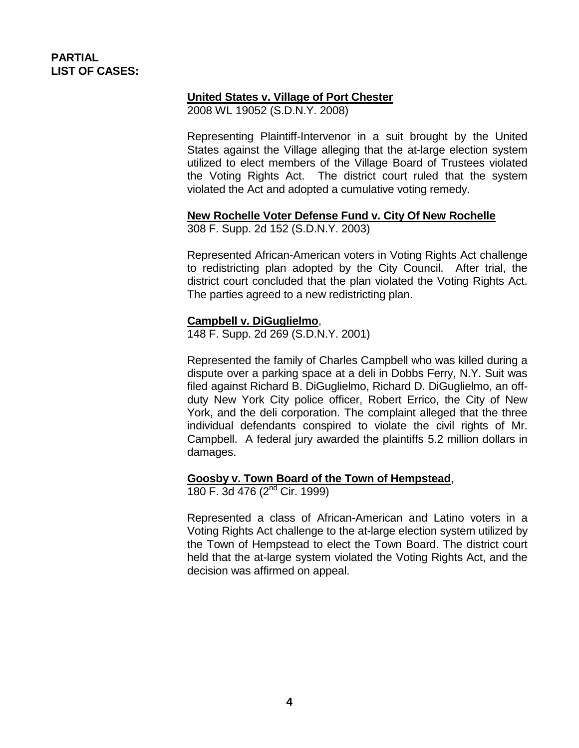**PARTIAL LIST OF CASES:**

**United States v. Village of Port Chester**
2008 WL 19052 (S.D.N.Y. 2008)

Representing Plaintiff-Intervenor in a suit brought by the United States against the Village alleging that the at-large election system utilized to elect members of the Village Board of Trustees violated the Voting Rights Act. The district court ruled that the system violated the Act and adopted a cumulative voting remedy.

**New Rochelle Voter Defense Fund v. City Of New Rochelle**
308 F. Supp. 2d 152 (S.D.N.Y. 2003)

Represented African-American voters in Voting Rights Act challenge to redistricting plan adopted by the City Council. After trial, the district court concluded that the plan violated the Voting Rights Act. The parties agreed to a new redistricting plan.

**Campbell v. DiGuglielmo**,
148 F. Supp. 2d 269 (S.D.N.Y. 2001)

Represented the family of Charles Campbell who was killed during a dispute over a parking space at a deli in Dobbs Ferry, N.Y. Suit was filed against Richard B. DiGuglielmo, Richard D. DiGuglielmo, an off-duty New York City police officer, Robert Errico, the City of New York, and the deli corporation. The complaint alleged that the three individual defendants conspired to violate the civil rights of Mr. Campbell. A federal jury awarded the plaintiffs 5.2 million dollars in damages.

**Goosby v. Town Board of the Town of Hempstead**,
180 F. 3d 476 (2nd Cir. 1999)

Represented a class of African-American and Latino voters in a Voting Rights Act challenge to the at-large election system utilized by the Town of Hempstead to elect the Town Board. The district court held that the at-large system violated the Voting Rights Act, and the decision was affirmed on appeal.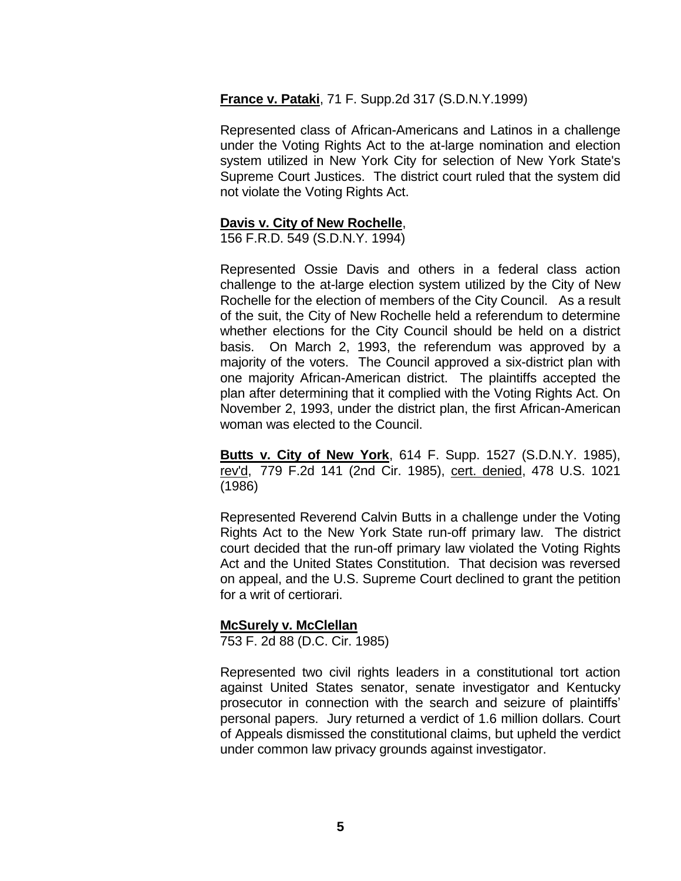**France v. Pataki**, 71 F. Supp.2d 317 (S.D.N.Y.1999)

Represented class of African-Americans and Latinos in a challenge under the Voting Rights Act to the at-large nomination and election system utilized in New York City for selection of New York State's Supreme Court Justices. The district court ruled that the system did not violate the Voting Rights Act.

**Davis v. City of New Rochelle**,
156 F.R.D. 549 (S.D.N.Y. 1994)

Represented Ossie Davis and others in a federal class action challenge to the at-large election system utilized by the City of New Rochelle for the election of members of the City Council. As a result of the suit, the City of New Rochelle held a referendum to determine whether elections for the City Council should be held on a district basis. On March 2, 1993, the referendum was approved by a majority of the voters. The Council approved a six-district plan with one majority African-American district. The plaintiffs accepted the plan after determining that it complied with the Voting Rights Act. On November 2, 1993, under the district plan, the first African-American woman was elected to the Council.

**Butts v. City of New York**, 614 F. Supp. 1527 (S.D.N.Y. 1985), rev'd, 779 F.2d 141 (2nd Cir. 1985), cert. denied, 478 U.S. 1021 (1986)

Represented Reverend Calvin Butts in a challenge under the Voting Rights Act to the New York State run-off primary law. The district court decided that the run-off primary law violated the Voting Rights Act and the United States Constitution. That decision was reversed on appeal, and the U.S. Supreme Court declined to grant the petition for a writ of certiorari.

**McSurely v. McClellan**
753 F. 2d 88 (D.C. Cir. 1985)

Represented two civil rights leaders in a constitutional tort action against United States senator, senate investigator and Kentucky prosecutor in connection with the search and seizure of plaintiffs' personal papers. Jury returned a verdict of 1.6 million dollars. Court of Appeals dismissed the constitutional claims, but upheld the verdict under common law privacy grounds against investigator.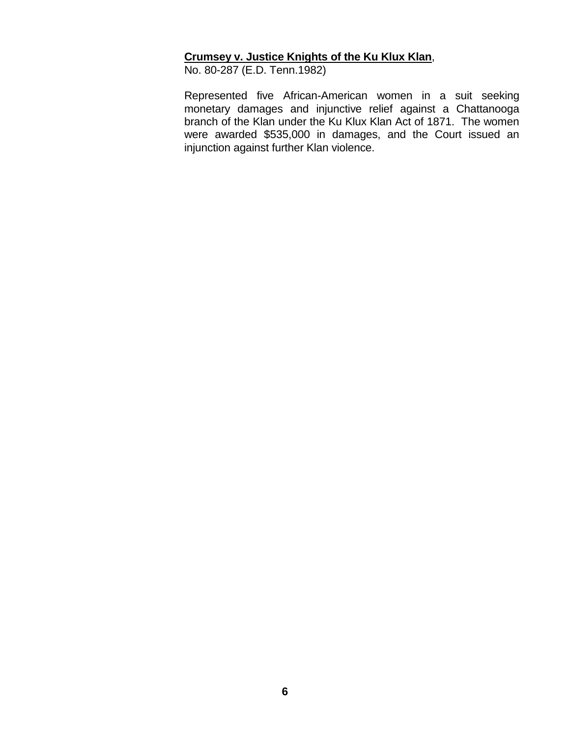**Crumsey v. Justice Knights of the Ku Klux Klan**,
No. 80-287 (E.D. Tenn.1982)

Represented five African-American women in a suit seeking monetary damages and injunctive relief against a Chattanooga branch of the Klan under the Ku Klux Klan Act of 1871. The women were awarded $535,000 in damages, and the Court issued an injunction against further Klan violence.